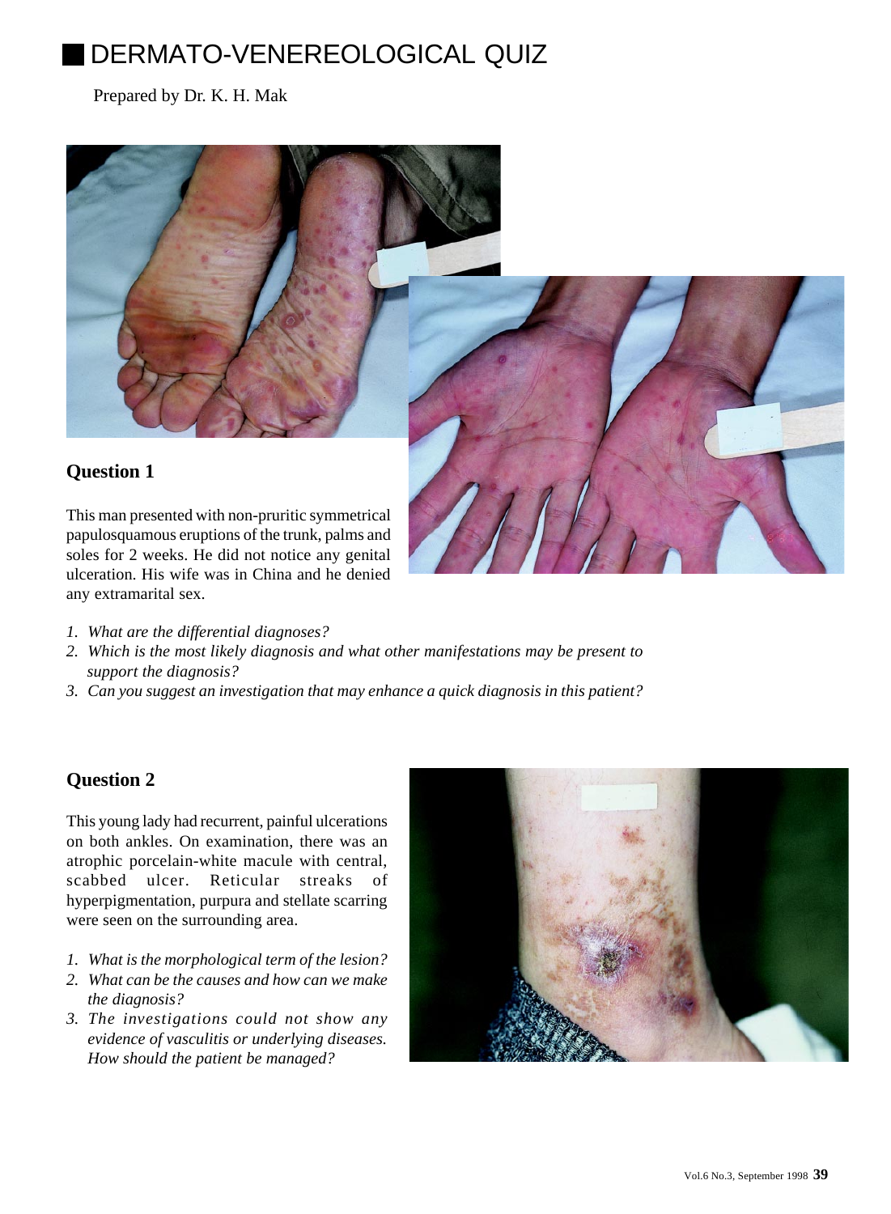# DERMATO-VENEREOLOGICAL QUIZ

Prepared by Dr. K. H. Mak

## Question 1

This man presented with non-pruritic symmetrical papulosquamous eruptions of the trunk, palms and soles for 2 weeks. He did not notice any genital ulceration. His wife was in China and he denied any extramarital sex.

1. *What are the differential diagnoses?*
2. *Which is the most likely diagnosis and what other manifestations may be present to support the diagnosis?*
3. *Can you suggest an investigation that may enhance a quick diagnosis in this patient?*

## Question 2

This young lady had recurrent, painful ulcerations on both ankles. On examination, there was an atrophic porcelain-white macule with central, scabbed ulcer. Reticular streaks of hyperpigmentation, purpura and stellate scarring were seen on the surrounding area.

1. *What is the morphological term of the lesion?*
2. *What can be the causes and how can we make the diagnosis?*
3. *The investigations could not show any evidence of vasculitis or underlying diseases. How should the patient be managed?*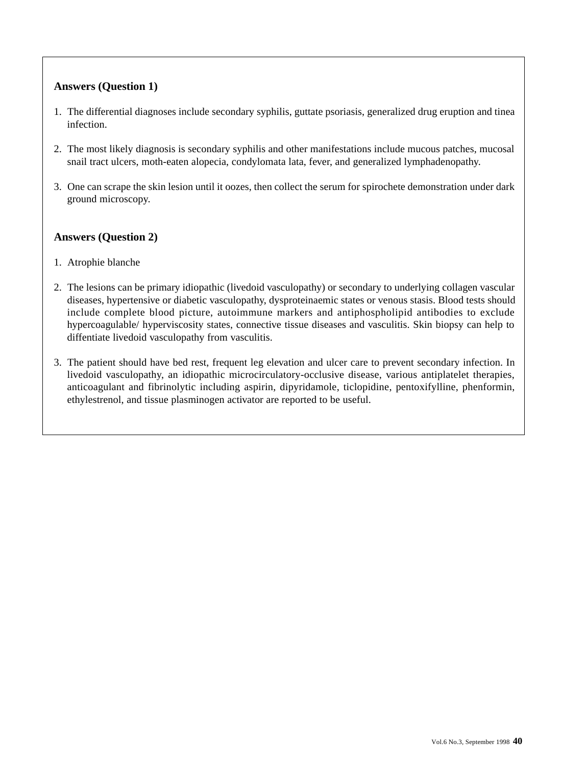## Answers (Question 1)

1. The differential diagnoses include secondary syphilis, guttate psoriasis, generalized drug eruption and tinea infection.

2. The most likely diagnosis is secondary syphilis and other manifestations include mucous patches, mucosal snail tract ulcers, moth-eaten alopecia, condylomata lata, fever, and generalized lymphadenopathy.

3. One can scrape the skin lesion until it oozes, then collect the serum for spirochete demonstration under dark ground microscopy.

## Answers (Question 2)

1. Atrophie blanche

2. The lesions can be primary idiopathic (livedoid vasculopathy) or secondary to underlying collagen vascular diseases, hypertensive or diabetic vasculopathy, dysproteinaemic states or venous stasis. Blood tests should include complete blood picture, autoimmune markers and antiphospholipid antibodies to exclude hypercoagulable/ hyperviscosity states, connective tissue diseases and vasculitis. Skin biopsy can help to diffentiate livedoid vasculopathy from vasculitis.

3. The patient should have bed rest, frequent leg elevation and ulcer care to prevent secondary infection. In livedoid vasculopathy, an idiopathic microcirculatory-occlusive disease, various antiplatelet therapies, anticoagulant and fibrinolytic including aspirin, dipyridamole, ticlopidine, pentoxifylline, phenformin, ethylestrenol, and tissue plasminogen activator are reported to be useful.